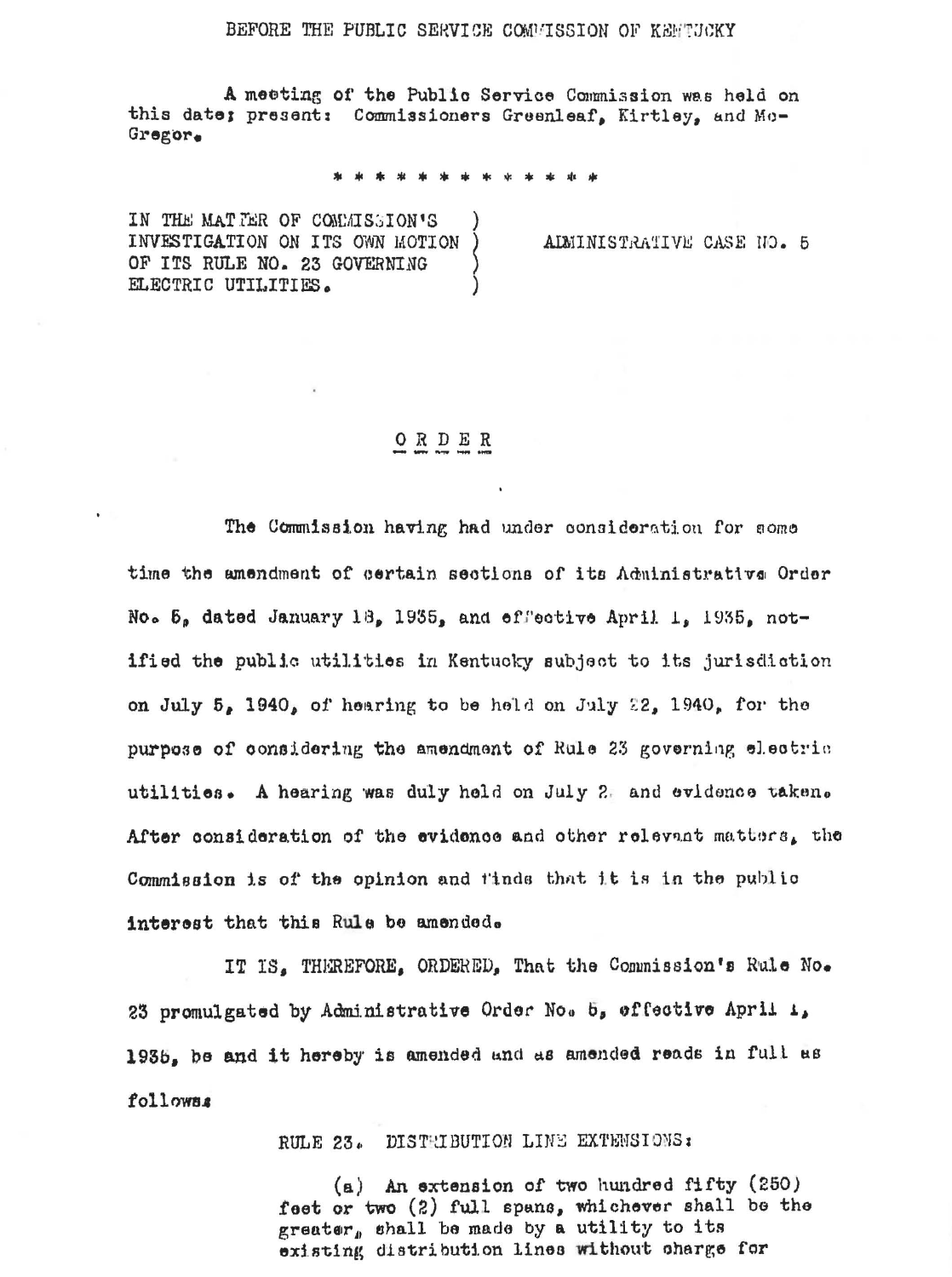BEFORE THE PUBLIC SERVICE COMMISSION OF KENTUCKY

A meeting of the Public Service Commission was held on this date; present: Commissioners Greenleaf, Kirtley, and McGregor.

\* \* \* \* \* \* \* \* \* \* \* \* \* \*

IN THE MATTER OF COMMISSION'S INVESTIGATION ON ITS OWN MOTION OF ITS RULE NO. 23 GOVERNING ELECTRIC UTILITIES.

ADMINISTRATIVE CASE NO. 5

## ORDER

The Commission having had under consideration for some time the amendment of certain sections of its Administrative Order No. 5, dated January 18, 1935, and effective April 1, 1935, notified the public utilities in Kentucky subject to its jurisdiction on July 5, 1940, of hearing to be held on July 22, 1940, for the purpose of considering the amendment of Rule 23 governing electric utilities. A hearing was duly held on July 2 and evidence taken. After consideration of the evidence and other relevant matters, the Commission is of the opinion and finds that it is in the public interest that this Rule be amended.

IT IS, THEREFORE, ORDERED, That the Commission's Rule No. 23 promulgated by Administrative Order No. 5, effective April 1, 1935, be and it hereby is amended and as amended reads in full as follows:

RULE 23. DISTRIBUTION LINE EXTENSIONS:

(a) An extension of two hundred fifty (250) feet or two (2) full spans, whichever shall be the greater, shall be made by a utility to its existing distribution lines without charge for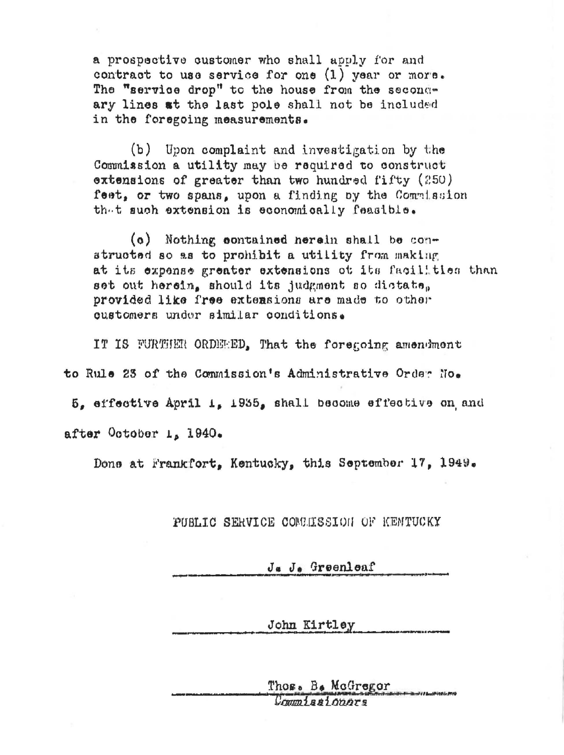a prospective customer who shall apply for and contract to use service for one (1) year or more. The "service drop" to the house from the secondary lines at the last pole shall not be included in the foregoing measurements.

(b) Upon complaint and investigation by the Commission a utility may be required to construct extensions of greater than two hundred fifty (250) feet, or two spans, upon a finding by the Commission that such extension is economically feasible.

(c) Nothing contained herein shall be construed so as to prohibit a utility from making at its expense greater extensions of its facilities than set out herein, should its judgment so dictate, provided like free extensions are made to other customers under similar conditions.

IT IS FURTHER ORDERED, That the foregoing amendment to Rule 23 of the Commission's Administrative Order No. 5, effective April 1, 1935, shall become effective on and after October 1, 1940.

Done at Frankfort, Kentucky, this September 17, 1940.

PUBLIC SERVICE COMMISSION OF KENTUCKY

J. J. Greenleaf

John Kirtley

Thos. B. McGregor
*Commissioners*